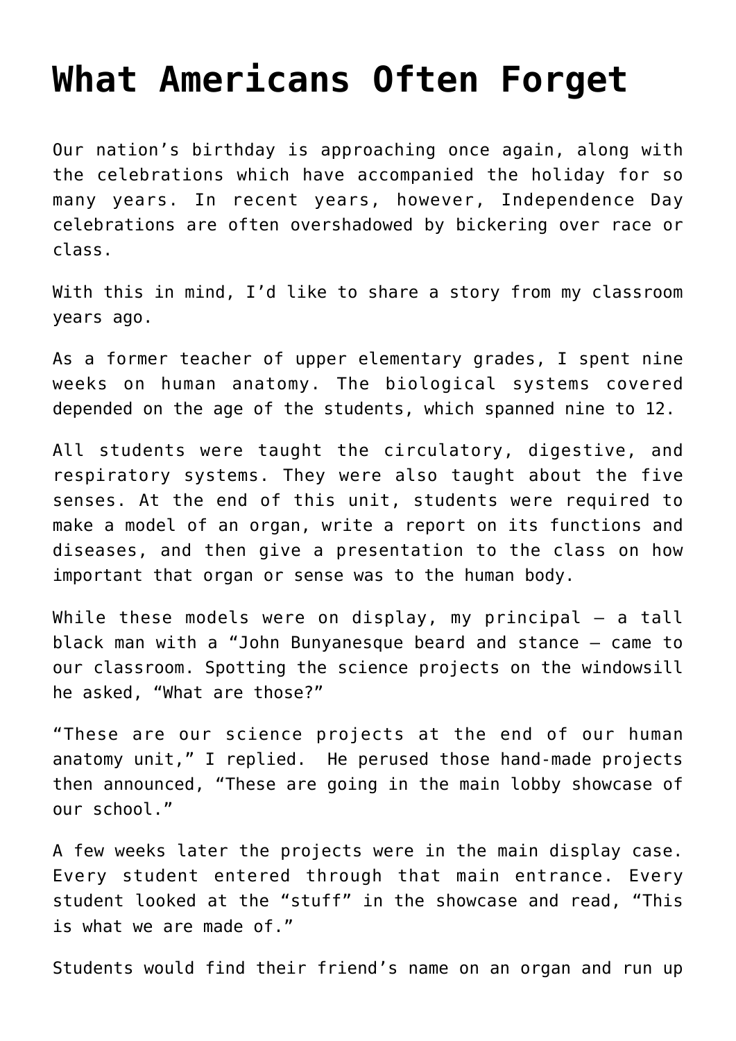# What Americans Often Forget

Our nation's birthday is approaching once again, along with the celebrations which have accompanied the holiday for so many years. In recent years, however, Independence Day celebrations are often overshadowed by bickering over race or class.

With this in mind, I'd like to share a story from my classroom years ago.

As a former teacher of upper elementary grades, I spent nine weeks on human anatomy. The biological systems covered depended on the age of the students, which spanned nine to 12.

All students were taught the circulatory, digestive, and respiratory systems. They were also taught about the five senses. At the end of this unit, students were required to make a model of an organ, write a report on its functions and diseases, and then give a presentation to the class on how important that organ or sense was to the human body.

While these models were on display, my principal – a tall black man with a "John Bunyanesque beard and stance – came to our classroom. Spotting the science projects on the windowsill he asked, "What are those?"

"These are our science projects at the end of our human anatomy unit," I replied. He perused those hand-made projects then announced, "These are going in the main lobby showcase of our school."

A few weeks later the projects were in the main display case. Every student entered through that main entrance. Every student looked at the "stuff" in the showcase and read, "This is what we are made of."

Students would find their friend's name on an organ and run up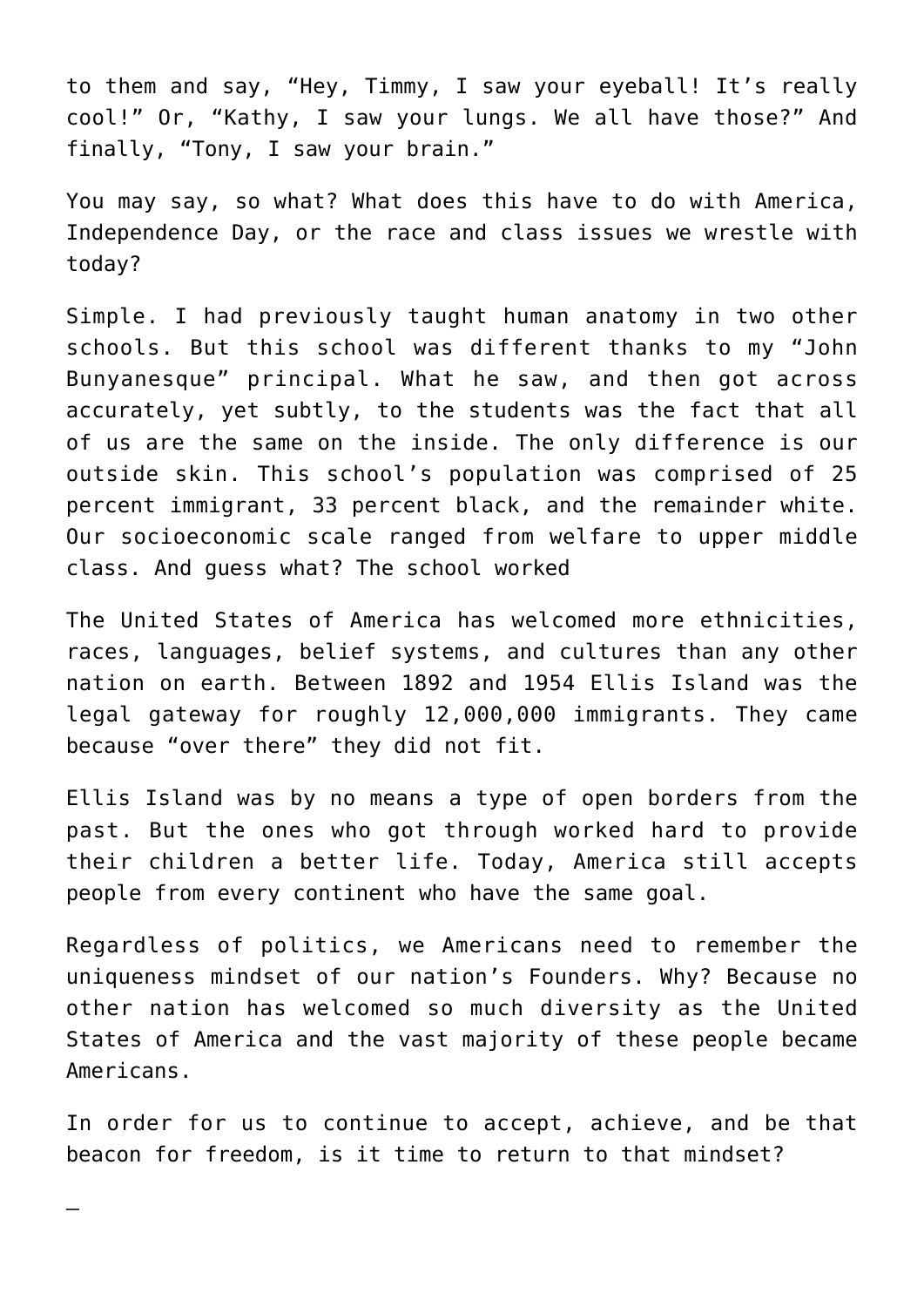to them and say, "Hey, Timmy, I saw your eyeball! It's really cool!" Or, "Kathy, I saw your lungs. We all have those?" And finally, "Tony, I saw your brain."

You may say, so what? What does this have to do with America, Independence Day, or the race and class issues we wrestle with today?

Simple. I had previously taught human anatomy in two other schools. But this school was different thanks to my "John Bunyanesque" principal. What he saw, and then got across accurately, yet subtly, to the students was the fact that all of us are the same on the inside. The only difference is our outside skin. This school's population was comprised of 25 percent immigrant, 33 percent black, and the remainder white. Our socioeconomic scale ranged from welfare to upper middle class. And guess what? The school worked

The United States of America has welcomed more ethnicities, races, languages, belief systems, and cultures than any other nation on earth. Between 1892 and 1954 Ellis Island was the legal gateway for roughly 12,000,000 immigrants. They came because "over there" they did not fit.

Ellis Island was by no means a type of open borders from the past. But the ones who got through worked hard to provide their children a better life. Today, America still accepts people from every continent who have the same goal.

Regardless of politics, we Americans need to remember the uniqueness mindset of our nation's Founders. Why? Because no other nation has welcomed so much diversity as the United States of America and the vast majority of these people became Americans.

In order for us to continue to accept, achieve, and be that beacon for freedom, is it time to return to that mindset?

—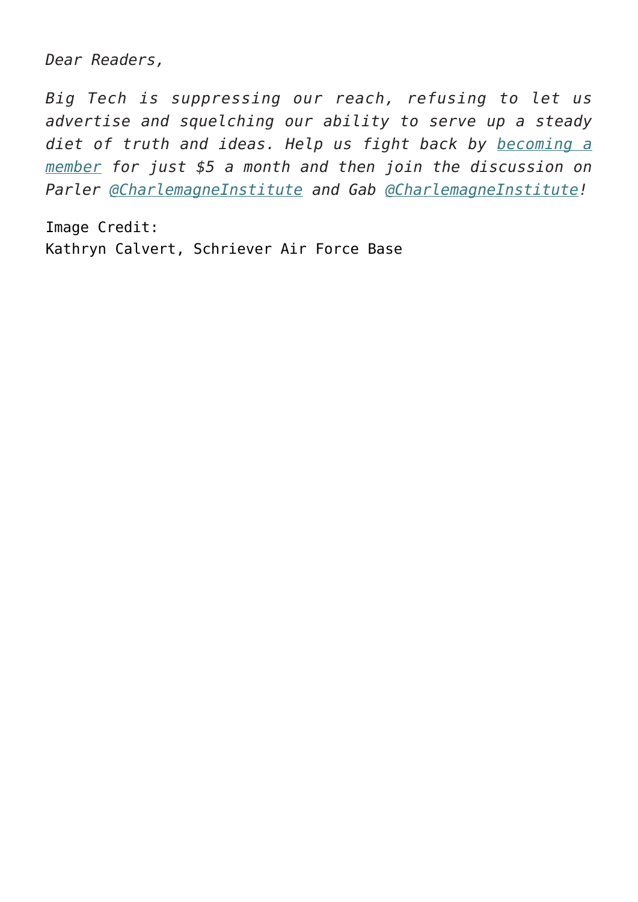*Dear Readers,*

*Big Tech is suppressing our reach, refusing to let us advertise and squelching our ability to serve up a steady diet of truth and ideas. Help us fight back by becoming a member for just $5 a month and then join the discussion on Parler @CharlemagneInstitute and Gab @CharlemagneInstitute!*

Image Credit:
Kathryn Calvert, Schriever Air Force Base